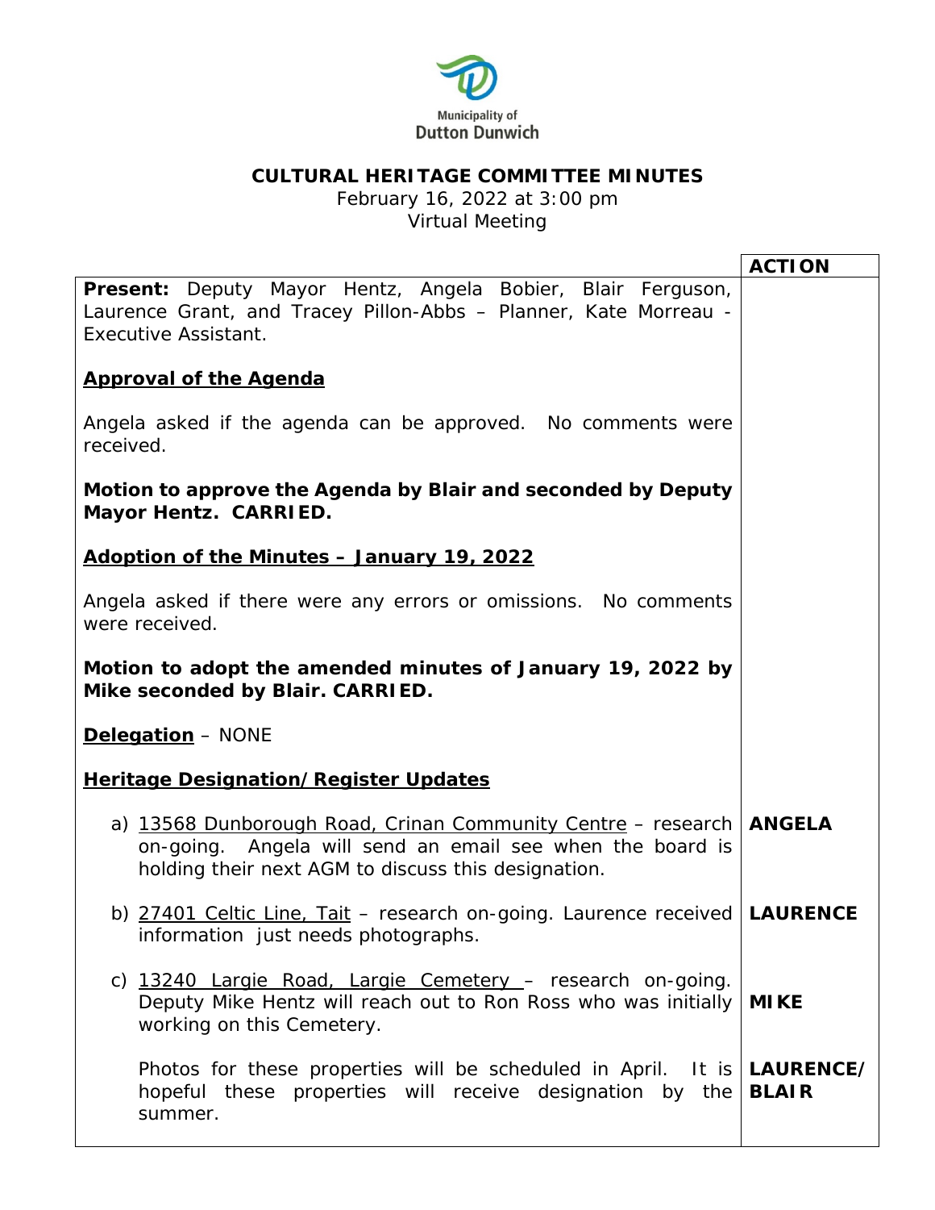Municipality of Dutton Dunwich

# CULTURAL HERITAGE COMMITTEE MINUTES

February 16, 2022 at 3:00 pm
Virtual Meeting

| | ACTION |
|---|---|
| **Present:** Deputy Mayor Hentz, Angela Bobier, Blair Ferguson, Laurence Grant, and Tracey Pillon-Abbs – Planner, Kate Morreau - Executive Assistant. | |
| **<u>Approval of the Agenda</u>** | |
| Angela asked if the agenda can be approved. No comments were received. | |
| **Motion to approve the Agenda by Blair and seconded by Deputy Mayor Hentz. CARRIED.** | |
| **<u>Adoption of the Minutes – January 19, 2022</u>** | |
| Angela asked if there were any errors or omissions. No comments were received. | |
| **Motion to adopt the amended minutes of January 19, 2022 by Mike seconded by Blair. CARRIED.** | |
| **<u>Delegation</u>** – NONE | |
| **<u>Heritage Designation/Register Updates</u>** | |
| a) <u>13568 Dunborough Road, Crinan Community Centre</u> – research on-going. Angela will send an email see when the board is holding their next AGM to discuss this designation. | **ANGELA** |
| b) <u>27401 Celtic Line, Tait</u> – research on-going. Laurence received information just needs photographs. | **LAURENCE** |
| c) <u>13240 Largie Road, Largie Cemetery</u> – research on-going. Deputy Mike Hentz will reach out to Ron Ross who was initially working on this Cemetery. | **MIKE** |
| Photos for these properties will be scheduled in April. It is hopeful these properties will receive designation by the summer. | **LAURENCE/ BLAIR** |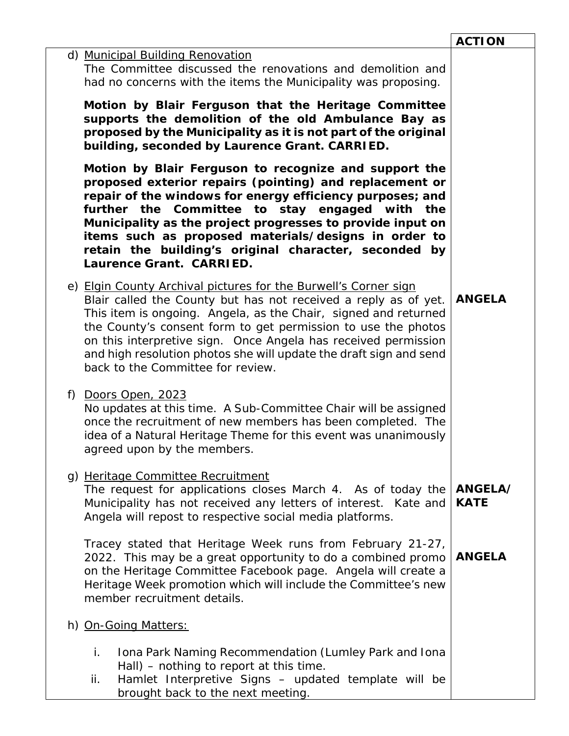| | ACTION |
|---|---|
| d) Municipal Building Renovation<br>The Committee discussed the renovations and demolition and had no concerns with the items the Municipality was proposing.<br><br>**Motion by Blair Ferguson that the Heritage Committee supports the demolition of the old Ambulance Bay as proposed by the Municipality as it is not part of the original building, seconded by Laurence Grant. CARRIED.**<br><br>**Motion by Blair Ferguson to recognize and support the proposed exterior repairs (pointing) and replacement or repair of the windows for energy efficiency purposes; and further the Committee to stay engaged with the Municipality as the project progresses to provide input on items such as proposed materials/designs in order to retain the building's original character, seconded by Laurence Grant. CARRIED.** | |
| e) Elgin County Archival pictures for the Burwell's Corner sign<br>Blair called the County but has not received a reply as of yet. This item is ongoing. Angela, as the Chair, signed and returned the County's consent form to get permission to use the photos on this interpretive sign. Once Angela has received permission and high resolution photos she will update the draft sign and send back to the Committee for review. | **ANGELA** |
| f) Doors Open, 2023<br>No updates at this time. A Sub-Committee Chair will be assigned once the recruitment of new members has been completed. The idea of a Natural Heritage Theme for this event was unanimously agreed upon by the members. | |
| g) Heritage Committee Recruitment<br>The request for applications closes March 4. As of today the Municipality has not received any letters of interest. Kate and Angela will repost to respective social media platforms. | **ANGELA/ KATE** |
| Tracey stated that Heritage Week runs from February 21-27, 2022. This may be a great opportunity to do a combined promo on the Heritage Committee Facebook page. Angela will create a Heritage Week promotion which will include the Committee's new member recruitment details. | **ANGELA** |
| h) On-Going Matters:<br><br>i. Iona Park Naming Recommendation (Lumley Park and Iona Hall) – nothing to report at this time.<br>ii. Hamlet Interpretive Signs – updated template will be brought back to the next meeting. | |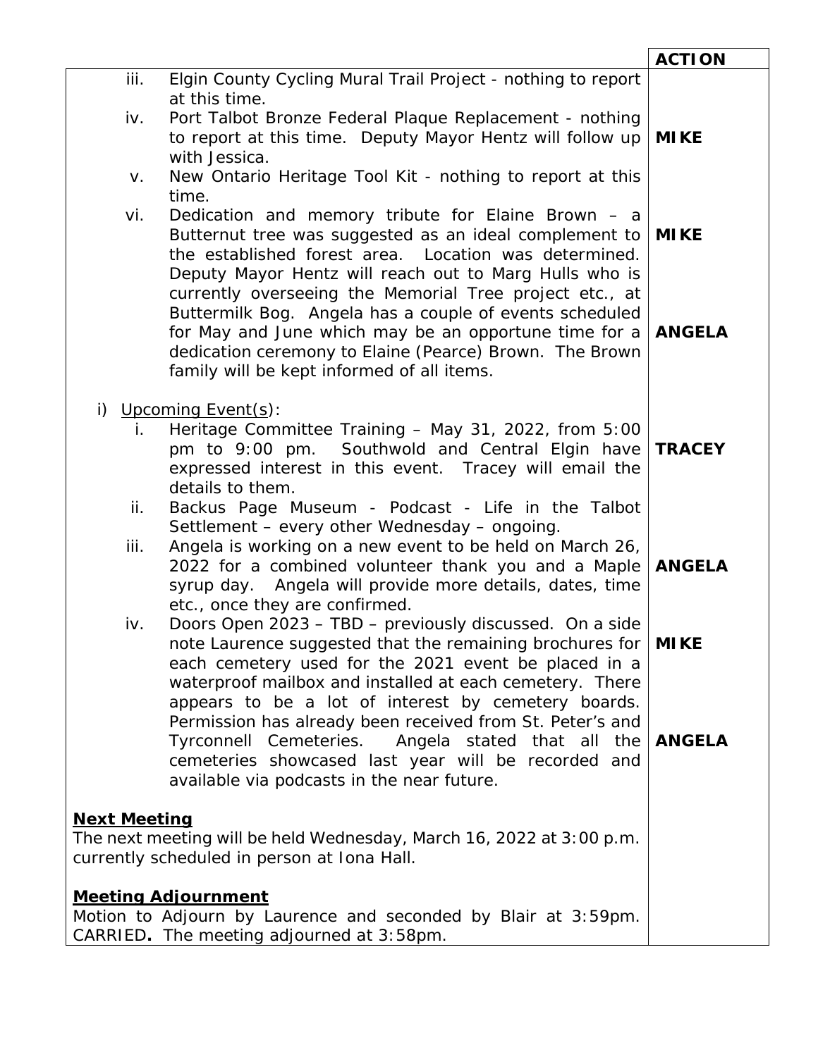| | ACTION |
|---|---|
| iii. Elgin County Cycling Mural Trail Project - nothing to report at this time. | |
| iv. Port Talbot Bronze Federal Plaque Replacement - nothing to report at this time. Deputy Mayor Hentz will follow up with Jessica. | **MIKE** |
| v. New Ontario Heritage Tool Kit - nothing to report at this time. | |
| vi. Dedication and memory tribute for Elaine Brown – a Butternut tree was suggested as an ideal complement to the established forest area. Location was determined. Deputy Mayor Hentz will reach out to Marg Hulls who is currently overseeing the Memorial Tree project etc., at Buttermilk Bog. Angela has a couple of events scheduled for May and June which may be an opportune time for a dedication ceremony to Elaine (Pearce) Brown. The Brown family will be kept informed of all items. | **MIKE** <br> **ANGELA** |
| i) <u>Upcoming Event(s)</u>: | |
| i. Heritage Committee Training – May 31, 2022, from 5:00 pm to 9:00 pm. Southwold and Central Elgin have expressed interest in this event. Tracey will email the details to them. | **TRACEY** |
| ii. Backus Page Museum - Podcast - Life in the Talbot Settlement – every other Wednesday – ongoing. | |
| iii. Angela is working on a new event to be held on March 26, 2022 for a combined volunteer thank you and a Maple syrup day. Angela will provide more details, dates, time etc., once they are confirmed. | **ANGELA** |
| iv. Doors Open 2023 – TBD – previously discussed. On a side note Laurence suggested that the remaining brochures for each cemetery used for the 2021 event be placed in a waterproof mailbox and installed at each cemetery. There appears to be a lot of interest by cemetery boards. Permission has already been received from St. Peter's and Tyrconnell Cemeteries. Angela stated that all the cemeteries showcased last year will be recorded and available via podcasts in the near future. | **MIKE** <br> **ANGELA** |
| **<u>Next Meeting</u>** <br> The next meeting will be held Wednesday, March 16, 2022 at 3:00 p.m. currently scheduled in person at Iona Hall. | |
| **<u>Meeting Adjournment</u>** <br> Motion to Adjourn by Laurence and seconded by Blair at 3:59pm. CARRIED**.** The meeting adjourned at 3:58pm. | |